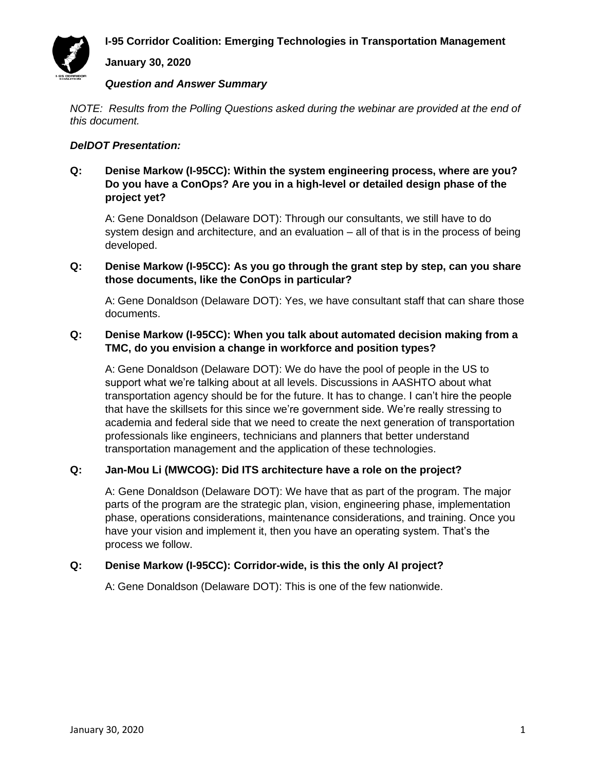# I-95 Corridor Coalition: Emerging Technologies in Transportation Management

**January 30, 2020**

***Question and Answer Summary***

*NOTE: Results from the Polling Questions asked during the webinar are provided at the end of this document.*

***DelDOT Presentation:***

**Q: Denise Markow (I-95CC): Within the system engineering process, where are you? Do you have a ConOps? Are you in a high-level or detailed design phase of the project yet?**

A: Gene Donaldson (Delaware DOT): Through our consultants, we still have to do system design and architecture, and an evaluation – all of that is in the process of being developed.

**Q: Denise Markow (I-95CC): As you go through the grant step by step, can you share those documents, like the ConOps in particular?**

A: Gene Donaldson (Delaware DOT): Yes, we have consultant staff that can share those documents.

**Q: Denise Markow (I-95CC): When you talk about automated decision making from a TMC, do you envision a change in workforce and position types?**

A: Gene Donaldson (Delaware DOT): We do have the pool of people in the US to support what we're talking about at all levels. Discussions in AASHTO about what transportation agency should be for the future. It has to change. I can't hire the people that have the skillsets for this since we're government side. We're really stressing to academia and federal side that we need to create the next generation of transportation professionals like engineers, technicians and planners that better understand transportation management and the application of these technologies.

**Q: Jan-Mou Li (MWCOG): Did ITS architecture have a role on the project?**

A: Gene Donaldson (Delaware DOT): We have that as part of the program. The major parts of the program are the strategic plan, vision, engineering phase, implementation phase, operations considerations, maintenance considerations, and training. Once you have your vision and implement it, then you have an operating system. That's the process we follow.

**Q: Denise Markow (I-95CC): Corridor-wide, is this the only AI project?**

A: Gene Donaldson (Delaware DOT): This is one of the few nationwide.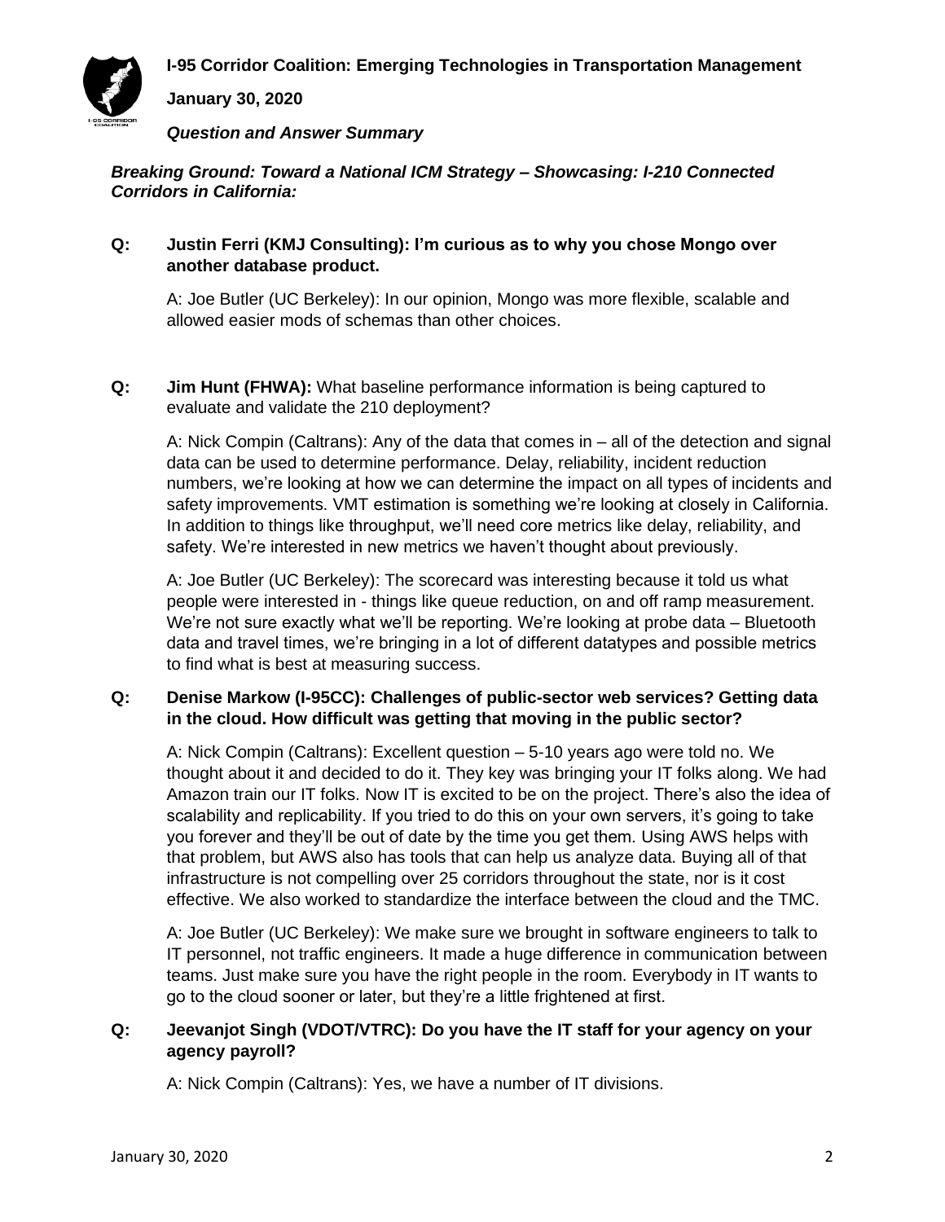**I-95 Corridor Coalition: Emerging Technologies in Transportation Management**

**January 30, 2020**

***Question and Answer Summary***

***Breaking Ground: Toward a National ICM Strategy – Showcasing: I-210 Connected Corridors in California:***

**Q: Justin Ferri (KMJ Consulting): I'm curious as to why you chose Mongo over another database product.**

A: Joe Butler (UC Berkeley): In our opinion, Mongo was more flexible, scalable and allowed easier mods of schemas than other choices.

**Q: Jim Hunt (FHWA):** What baseline performance information is being captured to evaluate and validate the 210 deployment?

A: Nick Compin (Caltrans): Any of the data that comes in – all of the detection and signal data can be used to determine performance. Delay, reliability, incident reduction numbers, we're looking at how we can determine the impact on all types of incidents and safety improvements. VMT estimation is something we're looking at closely in California. In addition to things like throughput, we'll need core metrics like delay, reliability, and safety. We're interested in new metrics we haven't thought about previously.

A: Joe Butler (UC Berkeley): The scorecard was interesting because it told us what people were interested in - things like queue reduction, on and off ramp measurement. We're not sure exactly what we'll be reporting. We're looking at probe data – Bluetooth data and travel times, we're bringing in a lot of different datatypes and possible metrics to find what is best at measuring success.

**Q: Denise Markow (I-95CC): Challenges of public-sector web services? Getting data in the cloud. How difficult was getting that moving in the public sector?**

A: Nick Compin (Caltrans): Excellent question – 5-10 years ago were told no. We thought about it and decided to do it. They key was bringing your IT folks along. We had Amazon train our IT folks. Now IT is excited to be on the project. There's also the idea of scalability and replicability. If you tried to do this on your own servers, it's going to take you forever and they'll be out of date by the time you get them. Using AWS helps with that problem, but AWS also has tools that can help us analyze data. Buying all of that infrastructure is not compelling over 25 corridors throughout the state, nor is it cost effective. We also worked to standardize the interface between the cloud and the TMC.

A: Joe Butler (UC Berkeley): We make sure we brought in software engineers to talk to IT personnel, not traffic engineers. It made a huge difference in communication between teams. Just make sure you have the right people in the room. Everybody in IT wants to go to the cloud sooner or later, but they're a little frightened at first.

**Q: Jeevanjot Singh (VDOT/VTRC): Do you have the IT staff for your agency on your agency payroll?**

A: Nick Compin (Caltrans): Yes, we have a number of IT divisions.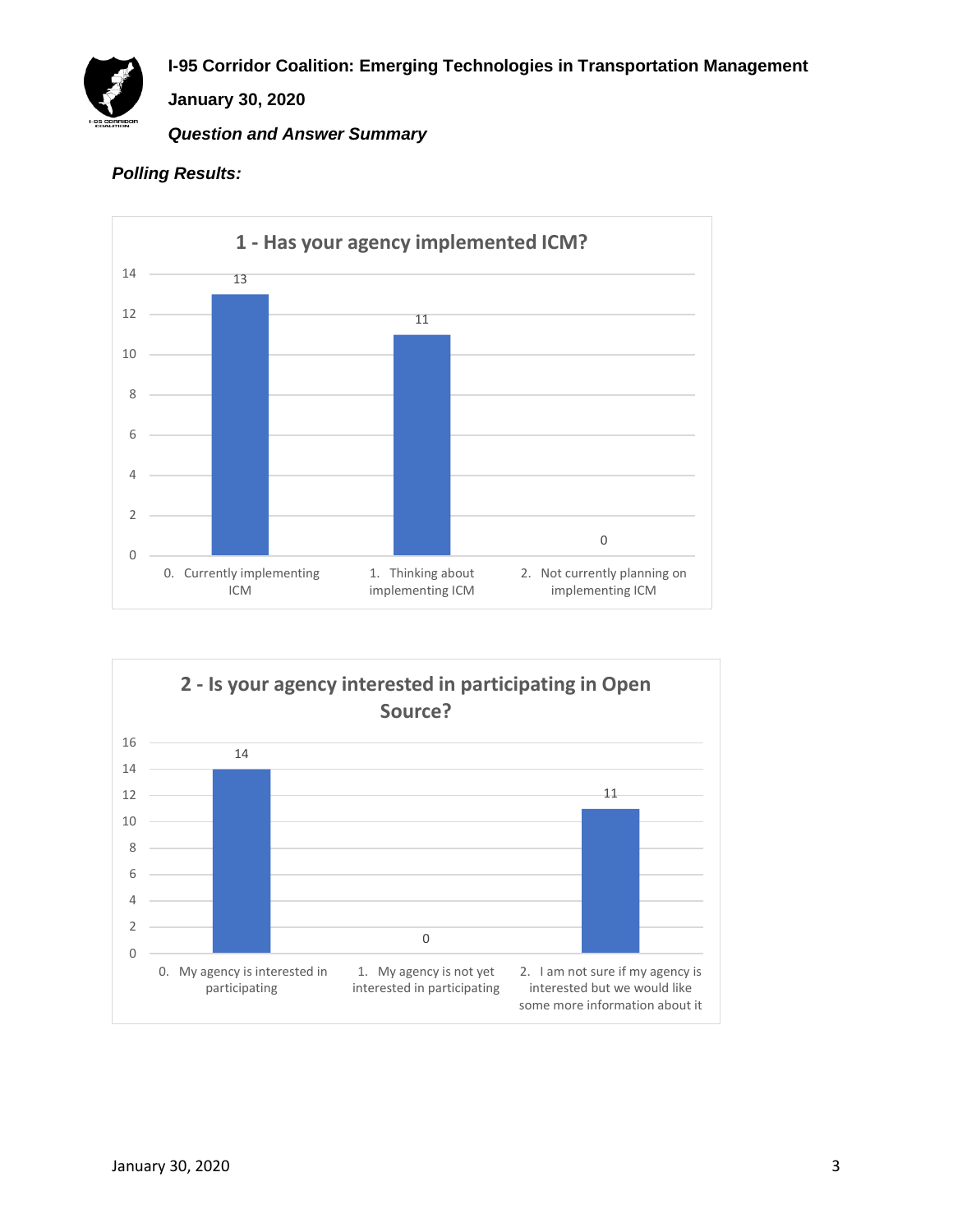***Polling Results:***

1 - Has your agency implemented ICM?

14
12
10
8
6
4
2
0

13
11
0

0. Currently implementing ICM
1. Thinking about implementing ICM
2. Not currently planning on implementing ICM

2 - Is your agency interested in participating in Open Source?

16
14
12
10
8
6
4
2
0

14
0
11

0. My agency is interested in participating
1. My agency is not yet interested in participating
2. I am not sure if my agency is interested but we would like some more information about it